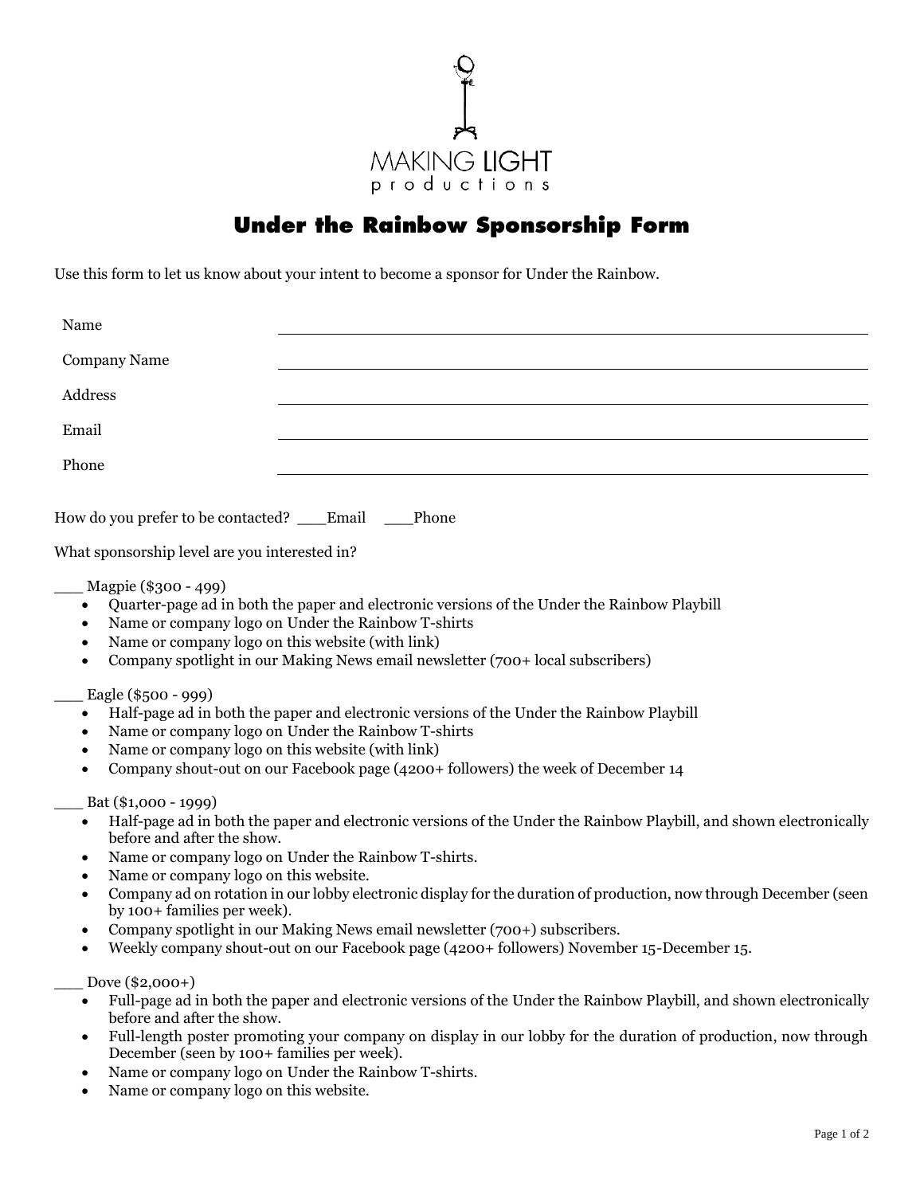MAKING LIGHT
productions

# Under the Rainbow Sponsorship Form

Use this form to let us know about your intent to become a sponsor for Under the Rainbow.

| | |
|---|---|
| Name | |
| Company Name | |
| Address | |
| Email | |
| Phone | |

How do you prefer to be contacted? ___Email ___Phone

What sponsorship level are you interested in?

___ Magpie ($300 - 499)

- Quarter-page ad in both the paper and electronic versions of the Under the Rainbow Playbill
- Name or company logo on Under the Rainbow T-shirts
- Name or company logo on this website (with link)
- Company spotlight in our Making News email newsletter (700+ local subscribers)

___ Eagle ($500 - 999)

- Half-page ad in both the paper and electronic versions of the Under the Rainbow Playbill
- Name or company logo on Under the Rainbow T-shirts
- Name or company logo on this website (with link)
- Company shout-out on our Facebook page (4200+ followers) the week of December 14

___ Bat ($1,000 - 1999)

- Half-page ad in both the paper and electronic versions of the Under the Rainbow Playbill, and shown electronically before and after the show.
- Name or company logo on Under the Rainbow T-shirts.
- Name or company logo on this website.
- Company ad on rotation in our lobby electronic display for the duration of production, now through December (seen by 100+ families per week).
- Company spotlight in our Making News email newsletter (700+) subscribers.
- Weekly company shout-out on our Facebook page (4200+ followers) November 15-December 15.

___ Dove ($2,000+)

- Full-page ad in both the paper and electronic versions of the Under the Rainbow Playbill, and shown electronically before and after the show.
- Full-length poster promoting your company on display in our lobby for the duration of production, now through December (seen by 100+ families per week).
- Name or company logo on Under the Rainbow T-shirts.
- Name or company logo on this website.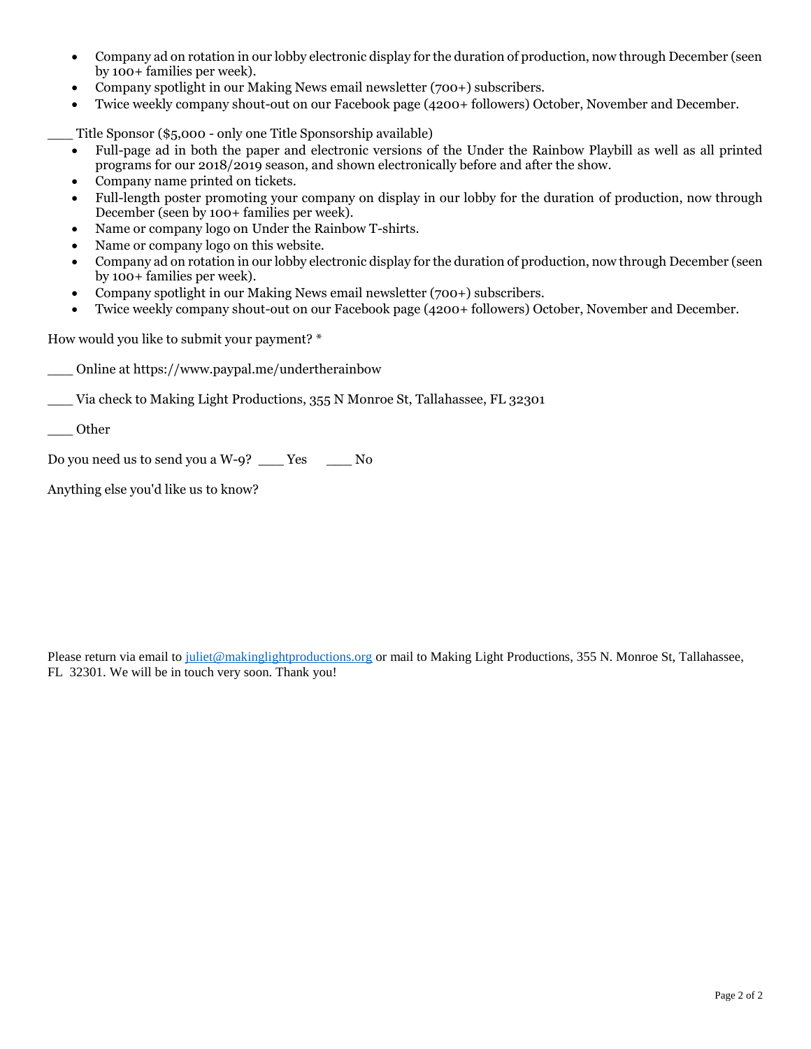- Company ad on rotation in our lobby electronic display for the duration of production, now through December (seen by 100+ families per week).
- Company spotlight in our Making News email newsletter (700+) subscribers.
- Twice weekly company shout-out on our Facebook page (4200+ followers) October, November and December.

___ Title Sponsor ($5,000 - only one Title Sponsorship available)

- Full-page ad in both the paper and electronic versions of the Under the Rainbow Playbill as well as all printed programs for our 2018/2019 season, and shown electronically before and after the show.
- Company name printed on tickets.
- Full-length poster promoting your company on display in our lobby for the duration of production, now through December (seen by 100+ families per week).
- Name or company logo on Under the Rainbow T-shirts.
- Name or company logo on this website.
- Company ad on rotation in our lobby electronic display for the duration of production, now through December (seen by 100+ families per week).
- Company spotlight in our Making News email newsletter (700+) subscribers.
- Twice weekly company shout-out on our Facebook page (4200+ followers) October, November and December.

How would you like to submit your payment? *

___ Online at https://www.paypal.me/undertherainbow

___ Via check to Making Light Productions, 355 N Monroe St, Tallahassee, FL 32301

___ Other

Do you need us to send you a W-9? ___ Yes ___ No

Anything else you'd like us to know?

Please return via email to juliet@makinglightproductions.org or mail to Making Light Productions, 355 N. Monroe St, Tallahassee, FL 32301. We will be in touch very soon. Thank you!